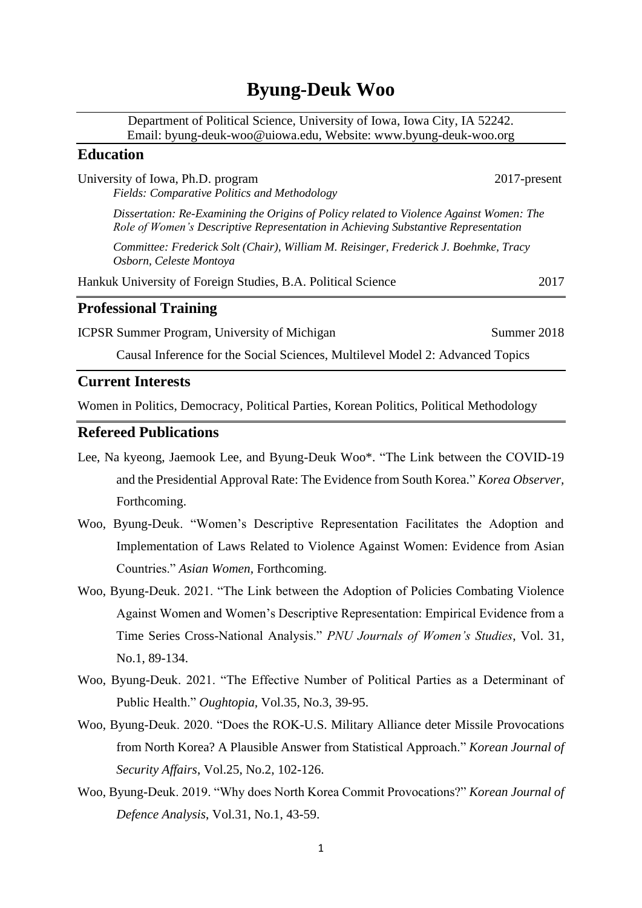# Byung-Deuk Woo

Department of Political Science, University of Iowa, Iowa City, IA 52242.
Email: byung-deuk-woo@uiowa.edu, Website: www.byung-deuk-woo.org

## Education

University of Iowa, Ph.D. program — 2017-present

*Fields: Comparative Politics and Methodology*

*Dissertation: Re-Examining the Origins of Policy related to Violence Against Women: The Role of Women's Descriptive Representation in Achieving Substantive Representation*

*Committee: Frederick Solt (Chair), William M. Reisinger, Frederick J. Boehmke, Tracy Osborn, Celeste Montoya*

Hankuk University of Foreign Studies, B.A. Political Science — 2017

## Professional Training

ICPSR Summer Program, University of Michigan — Summer 2018

Causal Inference for the Social Sciences, Multilevel Model 2: Advanced Topics

## Current Interests

Women in Politics, Democracy, Political Parties, Korean Politics, Political Methodology

## Refereed Publications

Lee, Na kyeong, Jaemook Lee, and Byung-Deuk Woo*. "The Link between the COVID-19 and the Presidential Approval Rate: The Evidence from South Korea." *Korea Observer,* Forthcoming.

Woo, Byung-Deuk. "Women's Descriptive Representation Facilitates the Adoption and Implementation of Laws Related to Violence Against Women: Evidence from Asian Countries." *Asian Women*, Forthcoming.

Woo, Byung-Deuk. 2021. "The Link between the Adoption of Policies Combating Violence Against Women and Women's Descriptive Representation: Empirical Evidence from a Time Series Cross-National Analysis." *PNU Journals of Women's Studies*, Vol. 31, No.1, 89-134.

Woo, Byung-Deuk. 2021. "The Effective Number of Political Parties as a Determinant of Public Health." *Oughtopia,* Vol.35, No.3, 39-95.

Woo, Byung-Deuk. 2020. "Does the ROK-U.S. Military Alliance deter Missile Provocations from North Korea? A Plausible Answer from Statistical Approach." *Korean Journal of Security Affairs*, Vol.25, No.2, 102-126.

Woo, Byung-Deuk. 2019. "Why does North Korea Commit Provocations?" *Korean Journal of Defence Analysis*, Vol.31, No.1, 43-59.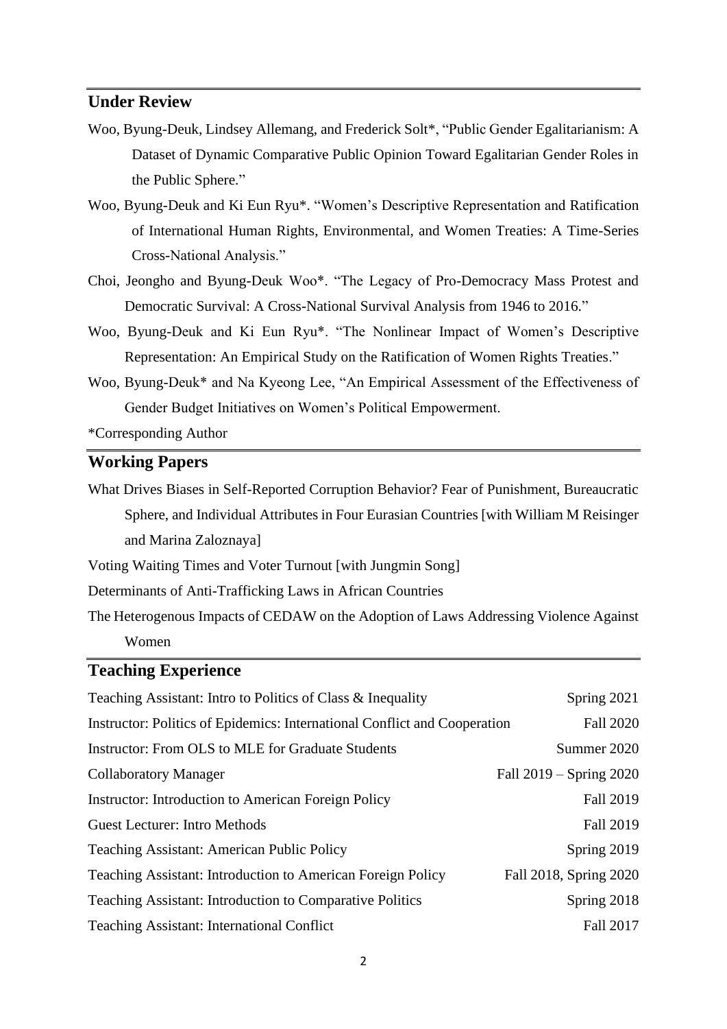## Under Review

Woo, Byung-Deuk, Lindsey Allemang, and Frederick Solt*, "Public Gender Egalitarianism: A Dataset of Dynamic Comparative Public Opinion Toward Egalitarian Gender Roles in the Public Sphere."

Woo, Byung-Deuk and Ki Eun Ryu*. "Women's Descriptive Representation and Ratification of International Human Rights, Environmental, and Women Treaties: A Time-Series Cross-National Analysis."

Choi, Jeongho and Byung-Deuk Woo*. "The Legacy of Pro-Democracy Mass Protest and Democratic Survival: A Cross-National Survival Analysis from 1946 to 2016."

Woo, Byung-Deuk and Ki Eun Ryu*. "The Nonlinear Impact of Women's Descriptive Representation: An Empirical Study on the Ratification of Women Rights Treaties."

Woo, Byung-Deuk* and Na Kyeong Lee, "An Empirical Assessment of the Effectiveness of Gender Budget Initiatives on Women's Political Empowerment.

*Corresponding Author

## Working Papers

What Drives Biases in Self-Reported Corruption Behavior? Fear of Punishment, Bureaucratic Sphere, and Individual Attributes in Four Eurasian Countries [with William M Reisinger and Marina Zaloznaya]

Voting Waiting Times and Voter Turnout [with Jungmin Song]

Determinants of Anti-Trafficking Laws in African Countries

The Heterogenous Impacts of CEDAW on the Adoption of Laws Addressing Violence Against Women

## Teaching Experience

| | |
|---|---|
| Teaching Assistant: Intro to Politics of Class & Inequality | Spring 2021 |
| Instructor: Politics of Epidemics: International Conflict and Cooperation | Fall 2020 |
| Instructor: From OLS to MLE for Graduate Students | Summer 2020 |
| Collaboratory Manager | Fall 2019 – Spring 2020 |
| Instructor: Introduction to American Foreign Policy | Fall 2019 |
| Guest Lecturer: Intro Methods | Fall 2019 |
| Teaching Assistant: American Public Policy | Spring 2019 |
| Teaching Assistant: Introduction to American Foreign Policy | Fall 2018, Spring 2020 |
| Teaching Assistant: Introduction to Comparative Politics | Spring 2018 |
| Teaching Assistant: International Conflict | Fall 2017 |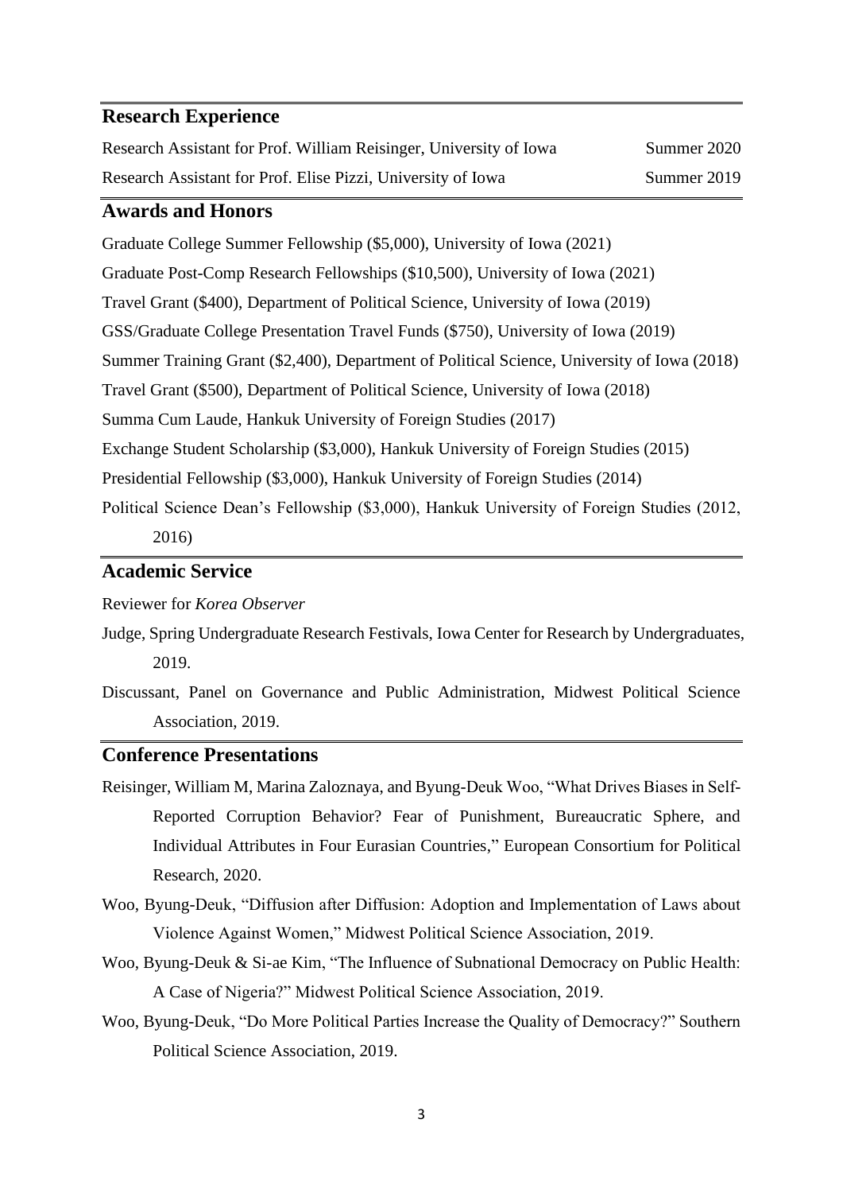## Research Experience

Research Assistant for Prof. William Reisinger, University of Iowa — Summer 2020

Research Assistant for Prof. Elise Pizzi, University of Iowa — Summer 2019

## Awards and Honors

Graduate College Summer Fellowship ($5,000), University of Iowa (2021)

Graduate Post-Comp Research Fellowships ($10,500), University of Iowa (2021)

Travel Grant ($400), Department of Political Science, University of Iowa (2019)

GSS/Graduate College Presentation Travel Funds ($750), University of Iowa (2019)

Summer Training Grant ($2,400), Department of Political Science, University of Iowa (2018)

Travel Grant ($500), Department of Political Science, University of Iowa (2018)

Summa Cum Laude, Hankuk University of Foreign Studies (2017)

Exchange Student Scholarship ($3,000), Hankuk University of Foreign Studies (2015)

Presidential Fellowship ($3,000), Hankuk University of Foreign Studies (2014)

Political Science Dean's Fellowship ($3,000), Hankuk University of Foreign Studies (2012, 2016)

## Academic Service

Reviewer for *Korea Observer*

Judge, Spring Undergraduate Research Festivals, Iowa Center for Research by Undergraduates, 2019.

Discussant, Panel on Governance and Public Administration, Midwest Political Science Association, 2019.

## Conference Presentations

Reisinger, William M, Marina Zaloznaya, and Byung-Deuk Woo, "What Drives Biases in Self-Reported Corruption Behavior? Fear of Punishment, Bureaucratic Sphere, and Individual Attributes in Four Eurasian Countries," European Consortium for Political Research, 2020.

Woo, Byung-Deuk, "Diffusion after Diffusion: Adoption and Implementation of Laws about Violence Against Women," Midwest Political Science Association, 2019.

Woo, Byung-Deuk & Si-ae Kim, "The Influence of Subnational Democracy on Public Health: A Case of Nigeria?" Midwest Political Science Association, 2019.

Woo, Byung-Deuk, "Do More Political Parties Increase the Quality of Democracy?" Southern Political Science Association, 2019.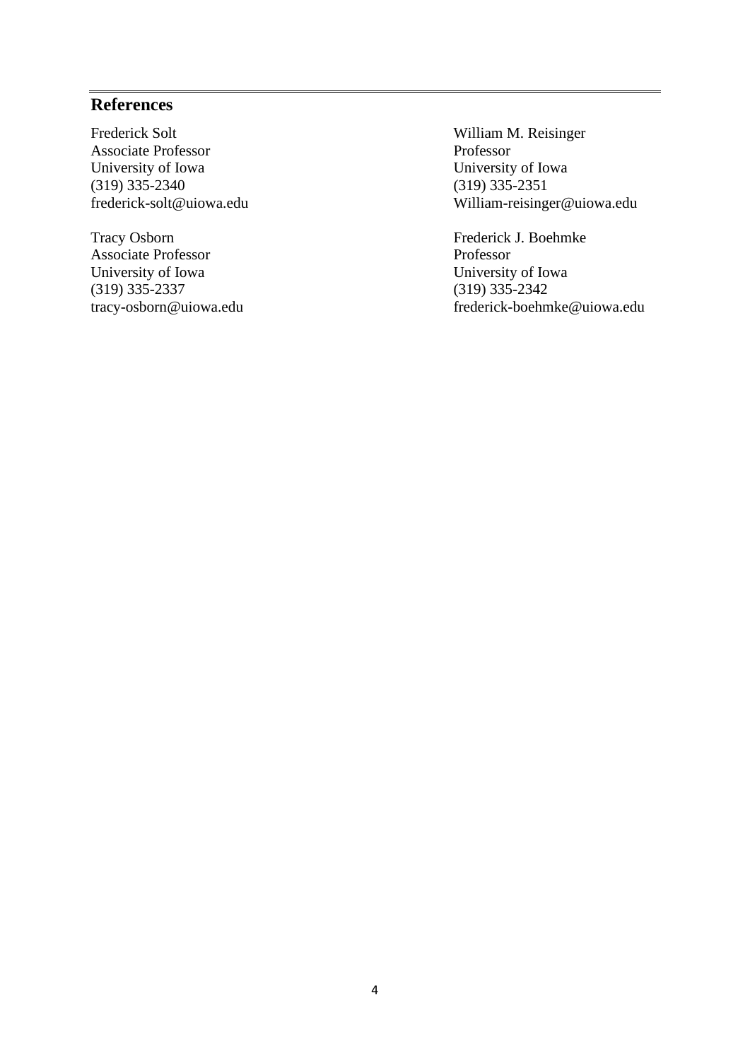## References

Frederick Solt
Associate Professor
University of Iowa
(319) 335-2340
frederick-solt@uiowa.edu

Tracy Osborn
Associate Professor
University of Iowa
(319) 335-2337
tracy-osborn@uiowa.edu

William M. Reisinger
Professor
University of Iowa
(319) 335-2351
William-reisinger@uiowa.edu

Frederick J. Boehmke
Professor
University of Iowa
(319) 335-2342
frederick-boehmke@uiowa.edu